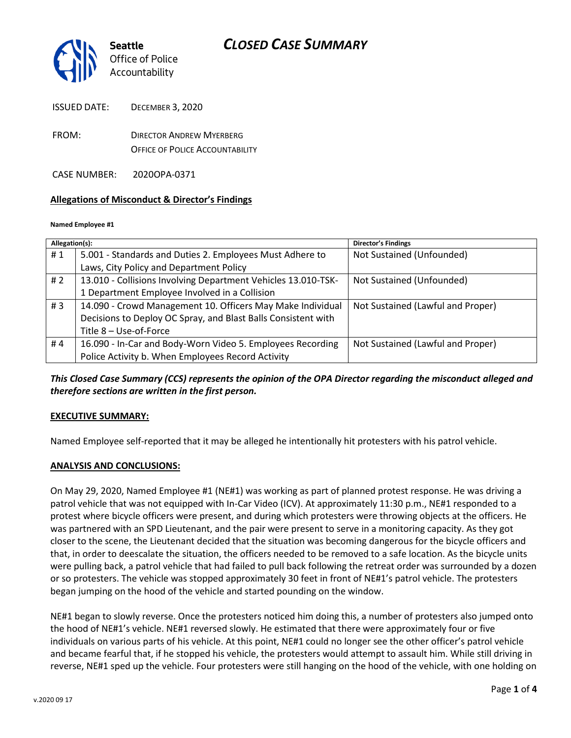# CLOSED CASE SUMMARY

Seattle Office of Police Accountability

ISSUED DATE: DECEMBER 3, 2020

FROM: DIRECTOR ANDREW MYERBERG
OFFICE OF POLICE ACCOUNTABILITY

CASE NUMBER: 2020OPA-0371

**Allegations of Misconduct & Director's Findings**

**Named Employee #1**

| Allegation(s): | | Director's Findings |
|---|---|---|
| # 1 | 5.001 - Standards and Duties 2. Employees Must Adhere to Laws, City Policy and Department Policy | Not Sustained (Unfounded) |
| # 2 | 13.010 - Collisions Involving Department Vehicles 13.010-TSK-1 Department Employee Involved in a Collision | Not Sustained (Unfounded) |
| # 3 | 14.090 - Crowd Management 10. Officers May Make Individual Decisions to Deploy OC Spray, and Blast Balls Consistent with Title 8 – Use-of-Force | Not Sustained (Lawful and Proper) |
| # 4 | 16.090 - In-Car and Body-Worn Video 5. Employees Recording Police Activity b. When Employees Record Activity | Not Sustained (Lawful and Proper) |

***This Closed Case Summary (CCS) represents the opinion of the OPA Director regarding the misconduct alleged and therefore sections are written in the first person.***

**EXECUTIVE SUMMARY:**

Named Employee self-reported that it may be alleged he intentionally hit protesters with his patrol vehicle.

**ANALYSIS AND CONCLUSIONS:**

On May 29, 2020, Named Employee #1 (NE#1) was working as part of planned protest response. He was driving a patrol vehicle that was not equipped with In-Car Video (ICV). At approximately 11:30 p.m., NE#1 responded to a protest where bicycle officers were present, and during which protesters were throwing objects at the officers. He was partnered with an SPD Lieutenant, and the pair were present to serve in a monitoring capacity. As they got closer to the scene, the Lieutenant decided that the situation was becoming dangerous for the bicycle officers and that, in order to deescalate the situation, the officers needed to be removed to a safe location. As the bicycle units were pulling back, a patrol vehicle that had failed to pull back following the retreat order was surrounded by a dozen or so protesters. The vehicle was stopped approximately 30 feet in front of NE#1's patrol vehicle. The protesters began jumping on the hood of the vehicle and started pounding on the window.

NE#1 began to slowly reverse. Once the protesters noticed him doing this, a number of protesters also jumped onto the hood of NE#1's vehicle. NE#1 reversed slowly. He estimated that there were approximately four or five individuals on various parts of his vehicle. At this point, NE#1 could no longer see the other officer's patrol vehicle and became fearful that, if he stopped his vehicle, the protesters would attempt to assault him. While still driving in reverse, NE#1 sped up the vehicle. Four protesters were still hanging on the hood of the vehicle, with one holding on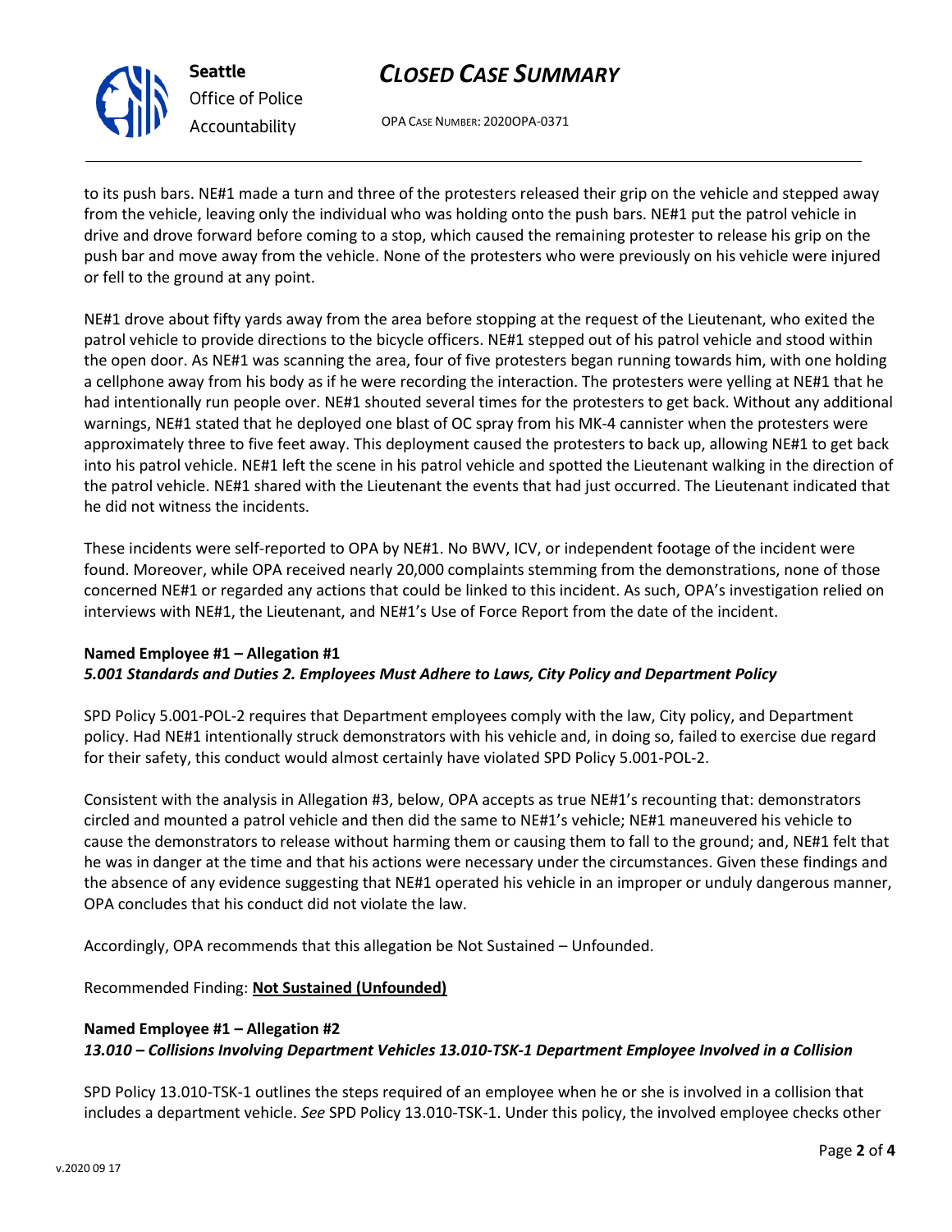to its push bars. NE#1 made a turn and three of the protesters released their grip on the vehicle and stepped away from the vehicle, leaving only the individual who was holding onto the push bars. NE#1 put the patrol vehicle in drive and drove forward before coming to a stop, which caused the remaining protester to release his grip on the push bar and move away from the vehicle. None of the protesters who were previously on his vehicle were injured or fell to the ground at any point.

NE#1 drove about fifty yards away from the area before stopping at the request of the Lieutenant, who exited the patrol vehicle to provide directions to the bicycle officers. NE#1 stepped out of his patrol vehicle and stood within the open door. As NE#1 was scanning the area, four of five protesters began running towards him, with one holding a cellphone away from his body as if he were recording the interaction. The protesters were yelling at NE#1 that he had intentionally run people over. NE#1 shouted several times for the protesters to get back. Without any additional warnings, NE#1 stated that he deployed one blast of OC spray from his MK-4 cannister when the protesters were approximately three to five feet away. This deployment caused the protesters to back up, allowing NE#1 to get back into his patrol vehicle. NE#1 left the scene in his patrol vehicle and spotted the Lieutenant walking in the direction of the patrol vehicle. NE#1 shared with the Lieutenant the events that had just occurred. The Lieutenant indicated that he did not witness the incidents.

These incidents were self-reported to OPA by NE#1. No BWV, ICV, or independent footage of the incident were found. Moreover, while OPA received nearly 20,000 complaints stemming from the demonstrations, none of those concerned NE#1 or regarded any actions that could be linked to this incident. As such, OPA's investigation relied on interviews with NE#1, the Lieutenant, and NE#1's Use of Force Report from the date of the incident.

**Named Employee #1 – Allegation #1**
***5.001 Standards and Duties 2. Employees Must Adhere to Laws, City Policy and Department Policy***

SPD Policy 5.001-POL-2 requires that Department employees comply with the law, City policy, and Department policy. Had NE#1 intentionally struck demonstrators with his vehicle and, in doing so, failed to exercise due regard for their safety, this conduct would almost certainly have violated SPD Policy 5.001-POL-2.

Consistent with the analysis in Allegation #3, below, OPA accepts as true NE#1's recounting that: demonstrators circled and mounted a patrol vehicle and then did the same to NE#1's vehicle; NE#1 maneuvered his vehicle to cause the demonstrators to release without harming them or causing them to fall to the ground; and, NE#1 felt that he was in danger at the time and that his actions were necessary under the circumstances. Given these findings and the absence of any evidence suggesting that NE#1 operated his vehicle in an improper or unduly dangerous manner, OPA concludes that his conduct did not violate the law.

Accordingly, OPA recommends that this allegation be Not Sustained – Unfounded.

Recommended Finding: **Not Sustained (Unfounded)**

**Named Employee #1 – Allegation #2**
***13.010 – Collisions Involving Department Vehicles 13.010-TSK-1 Department Employee Involved in a Collision***

SPD Policy 13.010-TSK-1 outlines the steps required of an employee when he or she is involved in a collision that includes a department vehicle. *See* SPD Policy 13.010-TSK-1. Under this policy, the involved employee checks other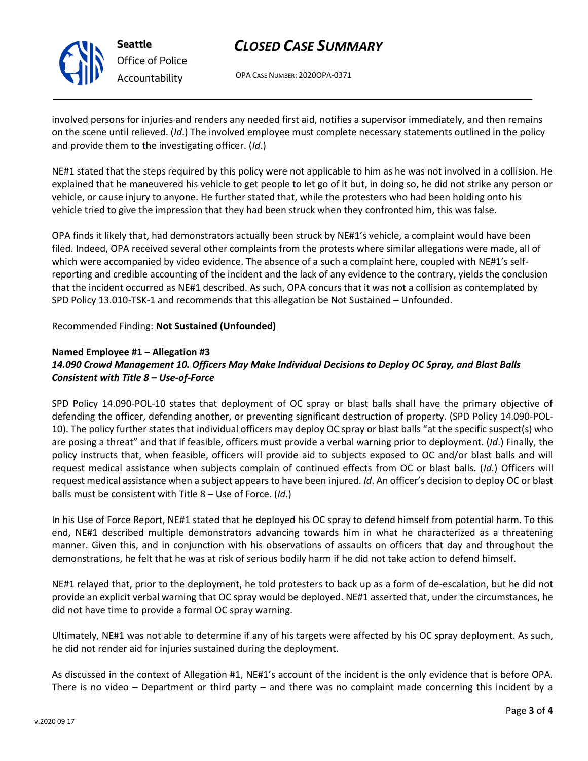involved persons for injuries and renders any needed first aid, notifies a supervisor immediately, and then remains on the scene until relieved. (*Id*.) The involved employee must complete necessary statements outlined in the policy and provide them to the investigating officer. (*Id*.)

NE#1 stated that the steps required by this policy were not applicable to him as he was not involved in a collision. He explained that he maneuvered his vehicle to get people to let go of it but, in doing so, he did not strike any person or vehicle, or cause injury to anyone. He further stated that, while the protesters who had been holding onto his vehicle tried to give the impression that they had been struck when they confronted him, this was false.

OPA finds it likely that, had demonstrators actually been struck by NE#1's vehicle, a complaint would have been filed. Indeed, OPA received several other complaints from the protests where similar allegations were made, all of which were accompanied by video evidence. The absence of a such a complaint here, coupled with NE#1's self-reporting and credible accounting of the incident and the lack of any evidence to the contrary, yields the conclusion that the incident occurred as NE#1 described. As such, OPA concurs that it was not a collision as contemplated by SPD Policy 13.010-TSK-1 and recommends that this allegation be Not Sustained – Unfounded.

Recommended Finding: **Not Sustained (Unfounded)**

**Named Employee #1 – Allegation #3**
***14.090 Crowd Management 10. Officers May Make Individual Decisions to Deploy OC Spray, and Blast Balls Consistent with Title 8 – Use-of-Force***

SPD Policy 14.090-POL-10 states that deployment of OC spray or blast balls shall have the primary objective of defending the officer, defending another, or preventing significant destruction of property. (SPD Policy 14.090-POL-10). The policy further states that individual officers may deploy OC spray or blast balls "at the specific suspect(s) who are posing a threat" and that if feasible, officers must provide a verbal warning prior to deployment. (*Id*.) Finally, the policy instructs that, when feasible, officers will provide aid to subjects exposed to OC and/or blast balls and will request medical assistance when subjects complain of continued effects from OC or blast balls. (*Id*.) Officers will request medical assistance when a subject appears to have been injured. *Id*. An officer's decision to deploy OC or blast balls must be consistent with Title 8 – Use of Force. (*Id*.)

In his Use of Force Report, NE#1 stated that he deployed his OC spray to defend himself from potential harm. To this end, NE#1 described multiple demonstrators advancing towards him in what he characterized as a threatening manner. Given this, and in conjunction with his observations of assaults on officers that day and throughout the demonstrations, he felt that he was at risk of serious bodily harm if he did not take action to defend himself.

NE#1 relayed that, prior to the deployment, he told protesters to back up as a form of de-escalation, but he did not provide an explicit verbal warning that OC spray would be deployed. NE#1 asserted that, under the circumstances, he did not have time to provide a formal OC spray warning.

Ultimately, NE#1 was not able to determine if any of his targets were affected by his OC spray deployment. As such, he did not render aid for injuries sustained during the deployment.

As discussed in the context of Allegation #1, NE#1's account of the incident is the only evidence that is before OPA. There is no video – Department or third party – and there was no complaint made concerning this incident by a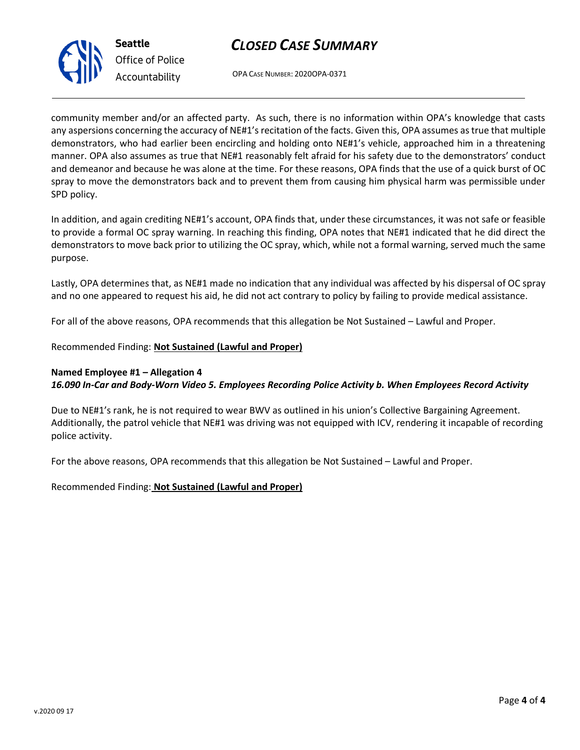community member and/or an affected party. As such, there is no information within OPA's knowledge that casts any aspersions concerning the accuracy of NE#1's recitation of the facts. Given this, OPA assumes as true that multiple demonstrators, who had earlier been encircling and holding onto NE#1's vehicle, approached him in a threatening manner. OPA also assumes as true that NE#1 reasonably felt afraid for his safety due to the demonstrators' conduct and demeanor and because he was alone at the time. For these reasons, OPA finds that the use of a quick burst of OC spray to move the demonstrators back and to prevent them from causing him physical harm was permissible under SPD policy.

In addition, and again crediting NE#1's account, OPA finds that, under these circumstances, it was not safe or feasible to provide a formal OC spray warning. In reaching this finding, OPA notes that NE#1 indicated that he did direct the demonstrators to move back prior to utilizing the OC spray, which, while not a formal warning, served much the same purpose.

Lastly, OPA determines that, as NE#1 made no indication that any individual was affected by his dispersal of OC spray and no one appeared to request his aid, he did not act contrary to policy by failing to provide medical assistance.

For all of the above reasons, OPA recommends that this allegation be Not Sustained – Lawful and Proper.

Recommended Finding: **Not Sustained (Lawful and Proper)**

**Named Employee #1 – Allegation 4**
***16.090 In-Car and Body-Worn Video 5. Employees Recording Police Activity b. When Employees Record Activity***

Due to NE#1's rank, he is not required to wear BWV as outlined in his union's Collective Bargaining Agreement. Additionally, the patrol vehicle that NE#1 was driving was not equipped with ICV, rendering it incapable of recording police activity.

For the above reasons, OPA recommends that this allegation be Not Sustained – Lawful and Proper.

Recommended Finding: **Not Sustained (Lawful and Proper)**